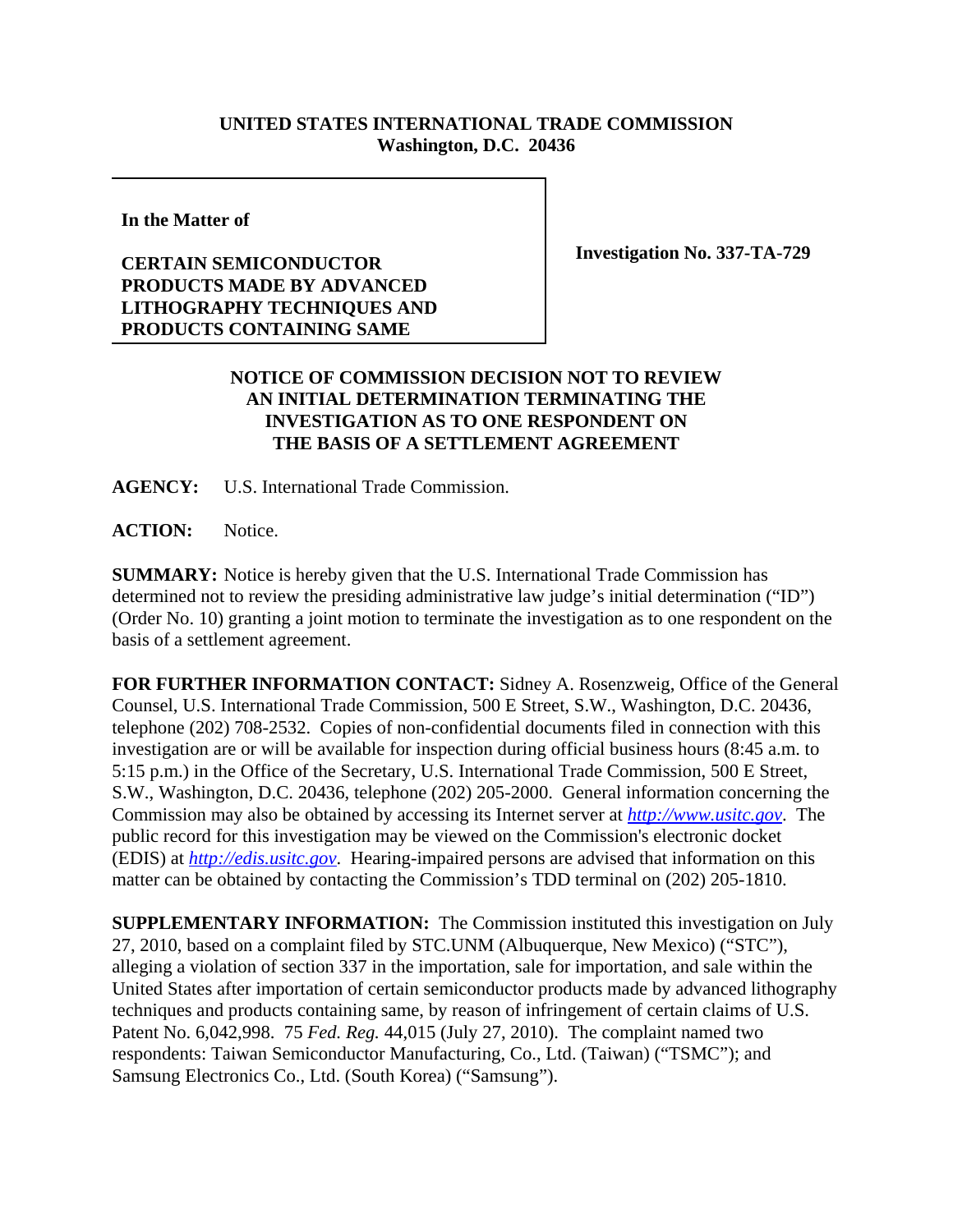**UNITED STATES INTERNATIONAL TRADE COMMISSION**
**Washington, D.C. 20436**

| **In the Matter of**<br><br>**CERTAIN SEMICONDUCTOR PRODUCTS MADE BY ADVANCED LITHOGRAPHY TECHNIQUES AND PRODUCTS CONTAINING SAME** | **Investigation No. 337-TA-729** |
|---|---|

**NOTICE OF COMMISSION DECISION NOT TO REVIEW AN INITIAL DETERMINATION TERMINATING THE INVESTIGATION AS TO ONE RESPONDENT ON THE BASIS OF A SETTLEMENT AGREEMENT**

**AGENCY:** U.S. International Trade Commission.

**ACTION:** Notice.

**SUMMARY:** Notice is hereby given that the U.S. International Trade Commission has determined not to review the presiding administrative law judge's initial determination ("ID") (Order No. 10) granting a joint motion to terminate the investigation as to one respondent on the basis of a settlement agreement.

**FOR FURTHER INFORMATION CONTACT:** Sidney A. Rosenzweig, Office of the General Counsel, U.S. International Trade Commission, 500 E Street, S.W., Washington, D.C. 20436, telephone (202) 708-2532. Copies of non-confidential documents filed in connection with this investigation are or will be available for inspection during official business hours (8:45 a.m. to 5:15 p.m.) in the Office of the Secretary, U.S. International Trade Commission, 500 E Street, S.W., Washington, D.C. 20436, telephone (202) 205-2000. General information concerning the Commission may also be obtained by accessing its Internet server at *http://www.usitc.gov*. The public record for this investigation may be viewed on the Commission's electronic docket (EDIS) at *http://edis.usitc.gov*. Hearing-impaired persons are advised that information on this matter can be obtained by contacting the Commission's TDD terminal on (202) 205-1810.

**SUPPLEMENTARY INFORMATION:** The Commission instituted this investigation on July 27, 2010, based on a complaint filed by STC.UNM (Albuquerque, New Mexico) ("STC"), alleging a violation of section 337 in the importation, sale for importation, and sale within the United States after importation of certain semiconductor products made by advanced lithography techniques and products containing same, by reason of infringement of certain claims of U.S. Patent No. 6,042,998. 75 *Fed. Reg.* 44,015 (July 27, 2010). The complaint named two respondents: Taiwan Semiconductor Manufacturing, Co., Ltd. (Taiwan) ("TSMC"); and Samsung Electronics Co., Ltd. (South Korea) ("Samsung").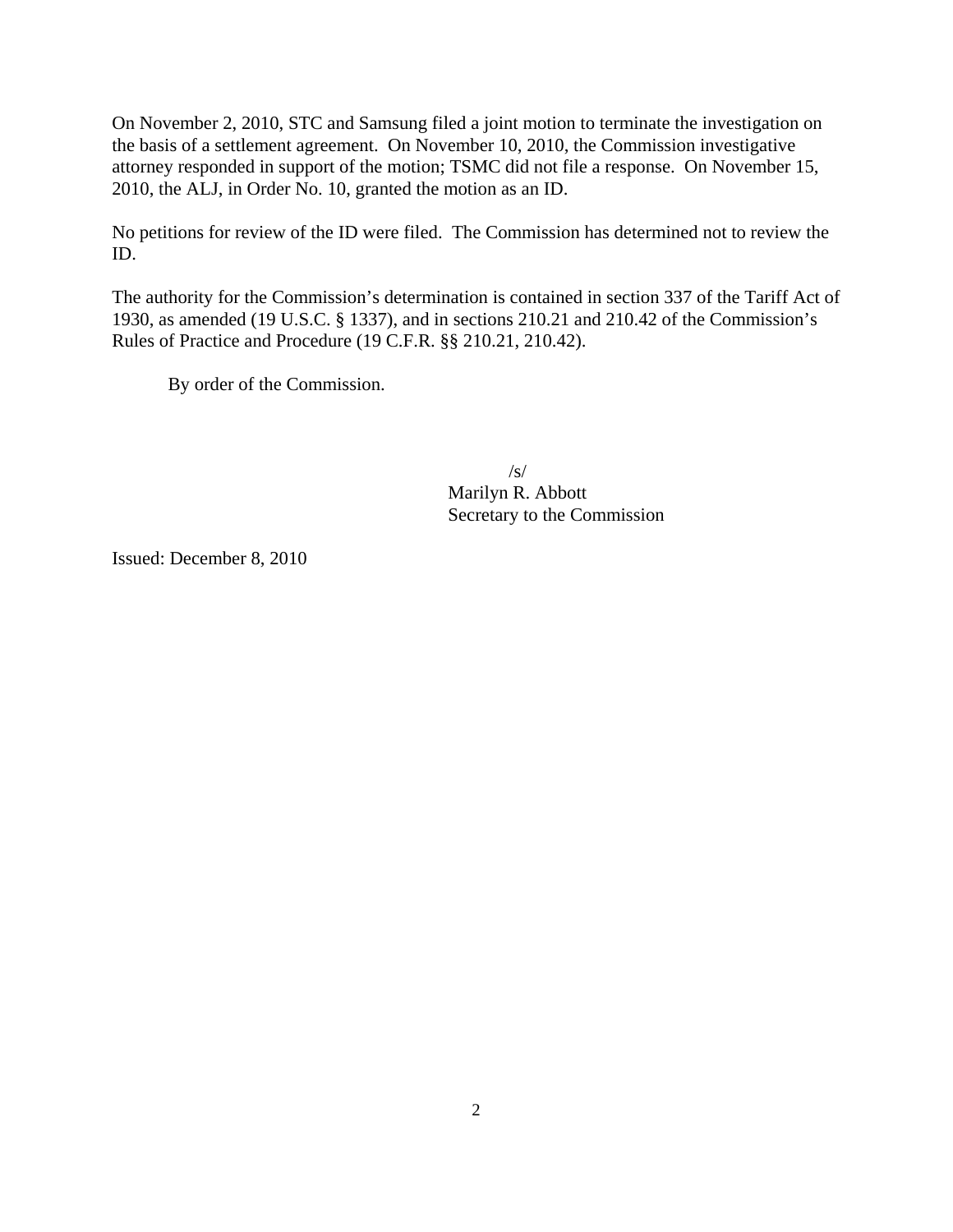On November 2, 2010, STC and Samsung filed a joint motion to terminate the investigation on the basis of a settlement agreement. On November 10, 2010, the Commission investigative attorney responded in support of the motion; TSMC did not file a response. On November 15, 2010, the ALJ, in Order No. 10, granted the motion as an ID.

No petitions for review of the ID were filed. The Commission has determined not to review the ID.

The authority for the Commission's determination is contained in section 337 of the Tariff Act of 1930, as amended (19 U.S.C. § 1337), and in sections 210.21 and 210.42 of the Commission's Rules of Practice and Procedure (19 C.F.R. §§ 210.21, 210.42).

By order of the Commission.

/s/
Marilyn R. Abbott
Secretary to the Commission

Issued: December 8, 2010